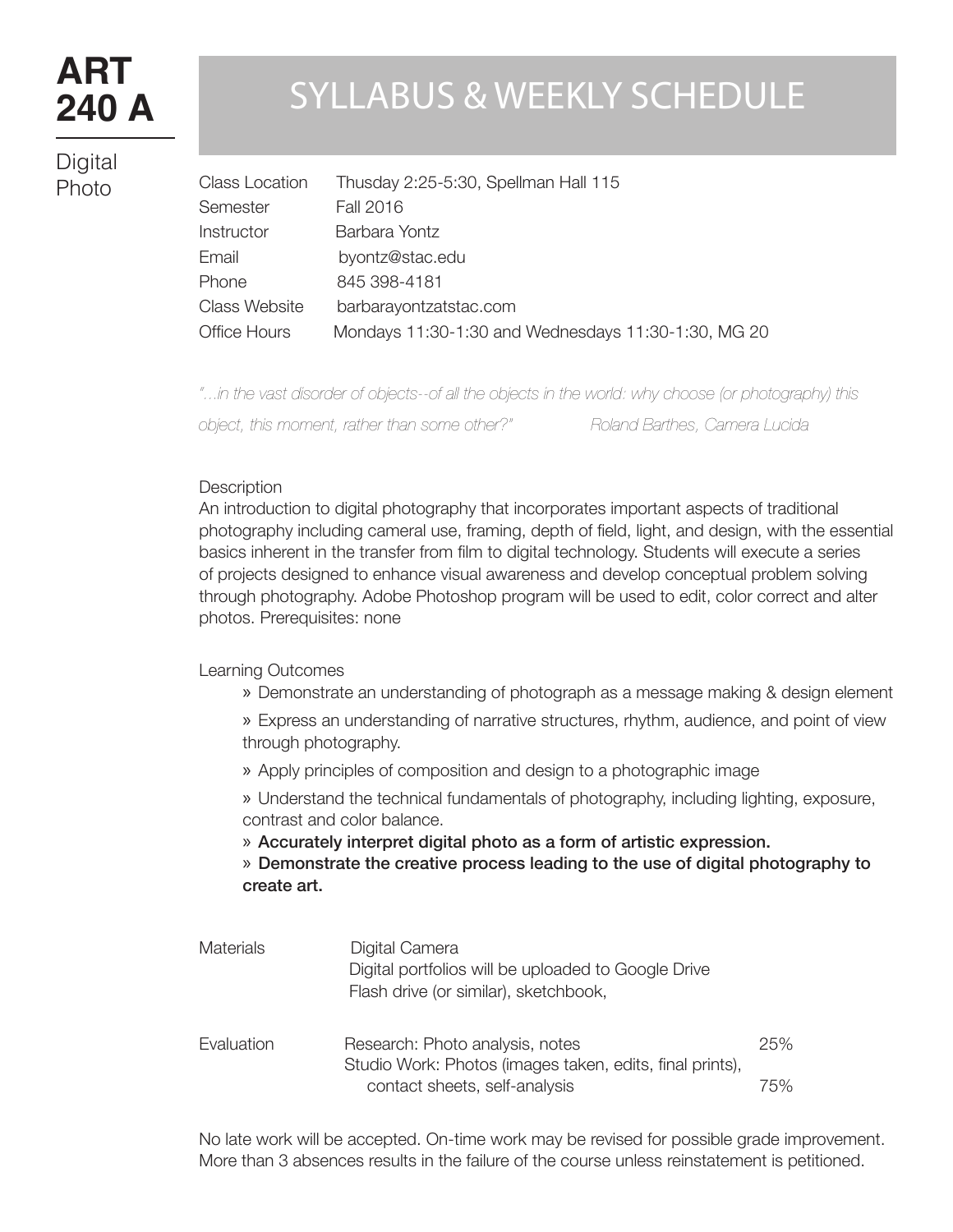# ART 240 A

Digital Photo

## SYLLABUS & WEEKLY SCHEDULE

| | |
|---|---|
| Class Location | Thusday 2:25-5:30, Spellman Hall 115 |
| Semester | Fall 2016 |
| Instructor | Barbara Yontz |
| Email | byontz@stac.edu |
| Phone | 845 398-4181 |
| Class Website | barbarayontzatstac.com |
| Office Hours | Mondays 11:30-1:30 and Wednesdays 11:30-1:30, MG 20 |

*"...in the vast disorder of objects--of all the objects in the world: why choose (or photography) this object, this moment, rather than some other?"* *Roland Barthes, Camera Lucida*

### Description

An introduction to digital photography that incorporates important aspects of traditional photography including cameral use, framing, depth of field, light, and design, with the essential basics inherent in the transfer from film to digital technology. Students will execute a series of projects designed to enhance visual awareness and develop conceptual problem solving through photography. Adobe Photoshop program will be used to edit, color correct and alter photos. Prerequisites: none

### Learning Outcomes

- » Demonstrate an understanding of photograph as a message making & design element
- » Express an understanding of narrative structures, rhythm, audience, and point of view through photography.
- » Apply principles of composition and design to a photographic image
- » Understand the technical fundamentals of photography, including lighting, exposure, contrast and color balance.
- » **Accurately interpret digital photo as a form of artistic expression.**
- » **Demonstrate the creative process leading to the use of digital photography to create art.**

| | | |
|---|---|---|
| Materials | Digital Camera<br>Digital portfolios will be uploaded to Google Drive<br>Flash drive (or similar), sketchbook, | |
| Evaluation | Research: Photo analysis, notes | 25% |
| | Studio Work: Photos (images taken, edits, final prints), contact sheets, self-analysis | 75% |

No late work will be accepted. On-time work may be revised for possible grade improvement. More than 3 absences results in the failure of the course unless reinstatement is petitioned.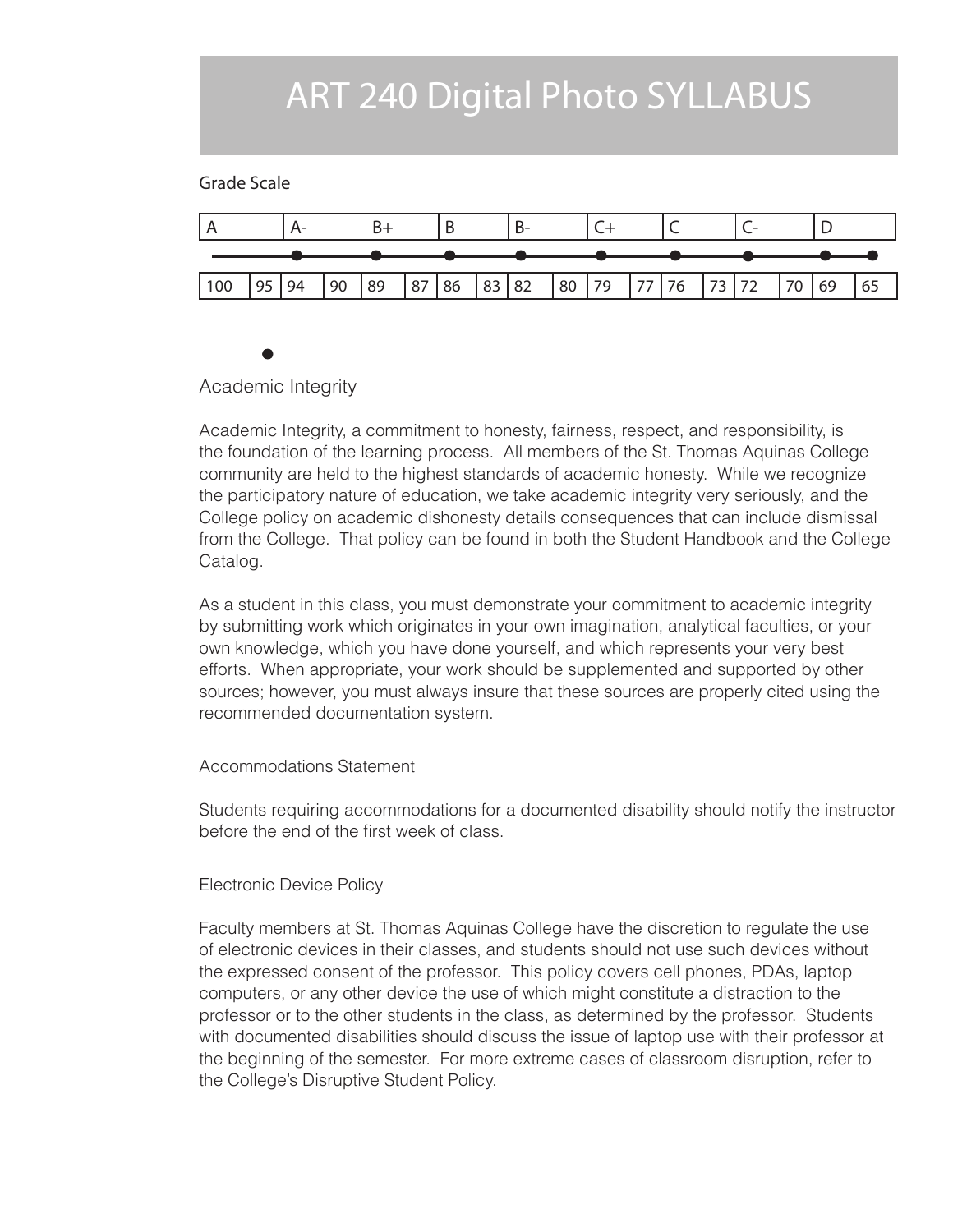# ART 240 Digital Photo SYLLABUS

Grade Scale

| A | | A- | | B+ | | B | | B- | | C+ | | C | | C- | | D | |
|---|---|---|---|---|---|---|---|---|---|---|---|---|---|---|---|---|---|
| 100 | 95 | 94 | 90 | 89 | 87 | 86 | 83 | 82 | 80 | 79 | 77 | 76 | 73 | 72 | 70 | 69 | 65 |

## Academic Integrity

Academic Integrity, a commitment to honesty, fairness, respect, and responsibility, is the foundation of the learning process. All members of the St. Thomas Aquinas College community are held to the highest standards of academic honesty. While we recognize the participatory nature of education, we take academic integrity very seriously, and the College policy on academic dishonesty details consequences that can include dismissal from the College. That policy can be found in both the Student Handbook and the College Catalog.

As a student in this class, you must demonstrate your commitment to academic integrity by submitting work which originates in your own imagination, analytical faculties, or your own knowledge, which you have done yourself, and which represents your very best efforts. When appropriate, your work should be supplemented and supported by other sources; however, you must always insure that these sources are properly cited using the recommended documentation system.

### Accommodations Statement

Students requiring accommodations for a documented disability should notify the instructor before the end of the first week of class.

### Electronic Device Policy

Faculty members at St. Thomas Aquinas College have the discretion to regulate the use of electronic devices in their classes, and students should not use such devices without the expressed consent of the professor. This policy covers cell phones, PDAs, laptop computers, or any other device the use of which might constitute a distraction to the professor or to the other students in the class, as determined by the professor. Students with documented disabilities should discuss the issue of laptop use with their professor at the beginning of the semester. For more extreme cases of classroom disruption, refer to the College's Disruptive Student Policy.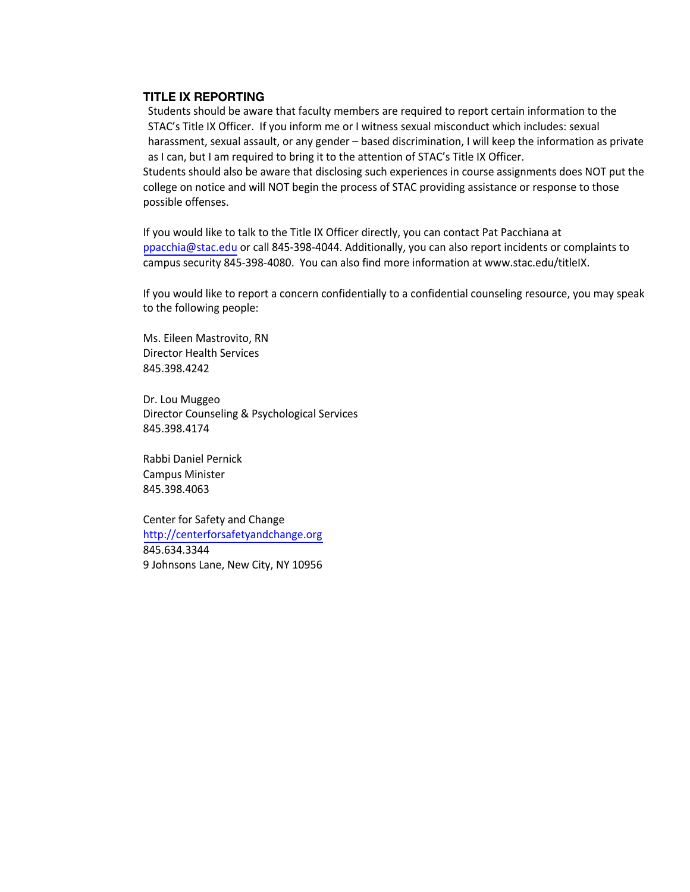## TITLE IX REPORTING

Students should be aware that faculty members are required to report certain information to the STAC's Title IX Officer. If you inform me or I witness sexual misconduct which includes: sexual harassment, sexual assault, or any gender – based discrimination, I will keep the information as private as I can, but I am required to bring it to the attention of STAC's Title IX Officer.

Students should also be aware that disclosing such experiences in course assignments does NOT put the college on notice and will NOT begin the process of STAC providing assistance or response to those possible offenses.

If you would like to talk to the Title IX Officer directly, you can contact Pat Pacchiana at ppacchia@stac.edu or call 845-398-4044. Additionally, you can also report incidents or complaints to campus security 845-398-4080. You can also find more information at www.stac.edu/titleIX.

If you would like to report a concern confidentially to a confidential counseling resource, you may speak to the following people:

Ms. Eileen Mastrovito, RN
Director Health Services
845.398.4242

Dr. Lou Muggeo
Director Counseling & Psychological Services
845.398.4174

Rabbi Daniel Pernick
Campus Minister
845.398.4063

Center for Safety and Change
http://centerforsafetyandchange.org
845.634.3344
9 Johnsons Lane, New City, NY 10956